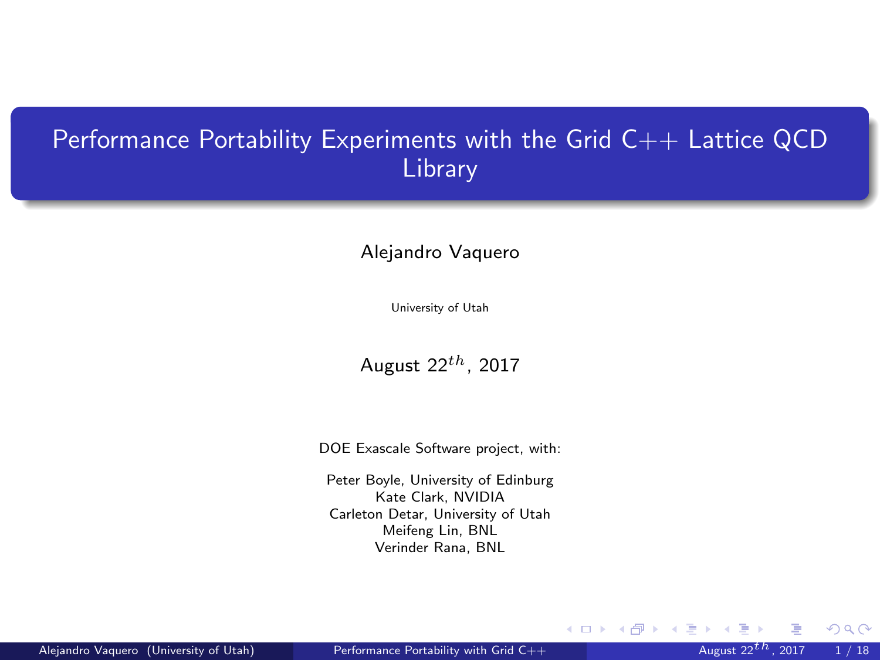# Performance Portability Experiments with the Grid C++ Lattice QCD Library

Alejandro Vaquero

University of Utah

August $22^{th}$, 2017

DOE Exascale Software project, with:

Peter Boyle, University of Edinburg
Kate Clark, NVIDIA
Carleton Detar, University of Utah
Meifeng Lin, BNL
Verinder Rana, BNL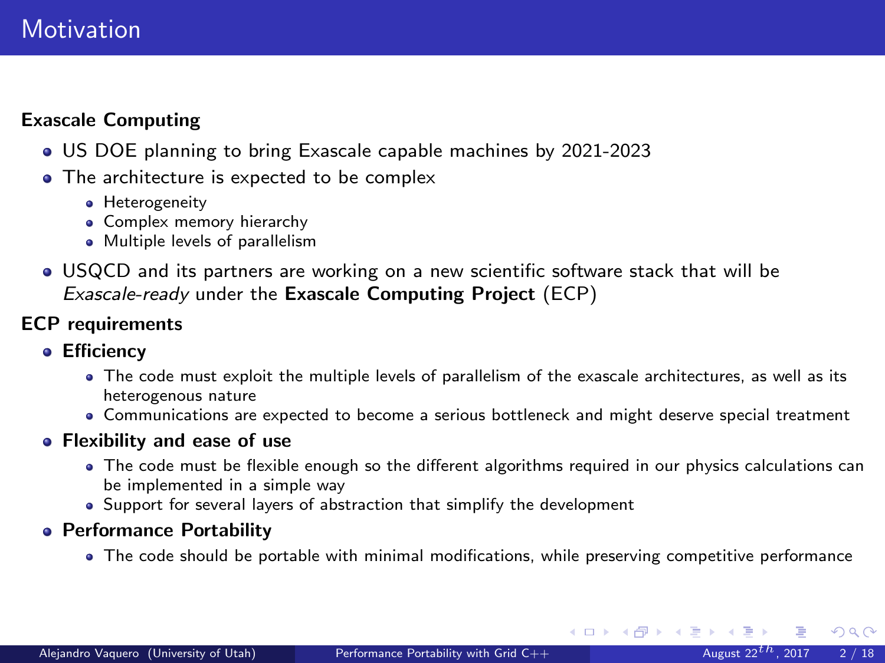# Motivation

**Exascale Computing**

- US DOE planning to bring Exascale capable machines by 2021-2023
- The architecture is expected to be complex
  - Heterogeneity
  - Complex memory hierarchy
  - Multiple levels of parallelism
- USQCD and its partners are working on a new scientific software stack that will be *Exascale-ready* under the **Exascale Computing Project** (ECP)

**ECP requirements**

- **Efficiency**
  - The code must exploit the multiple levels of parallelism of the exascale architectures, as well as its heterogenous nature
  - Communications are expected to become a serious bottleneck and might deserve special treatment
- **Flexibility and ease of use**
  - The code must be flexible enough so the different algorithms required in our physics calculations can be implemented in a simple way
  - Support for several layers of abstraction that simplify the development
- **Performance Portability**
  - The code should be portable with minimal modifications, while preserving competitive performance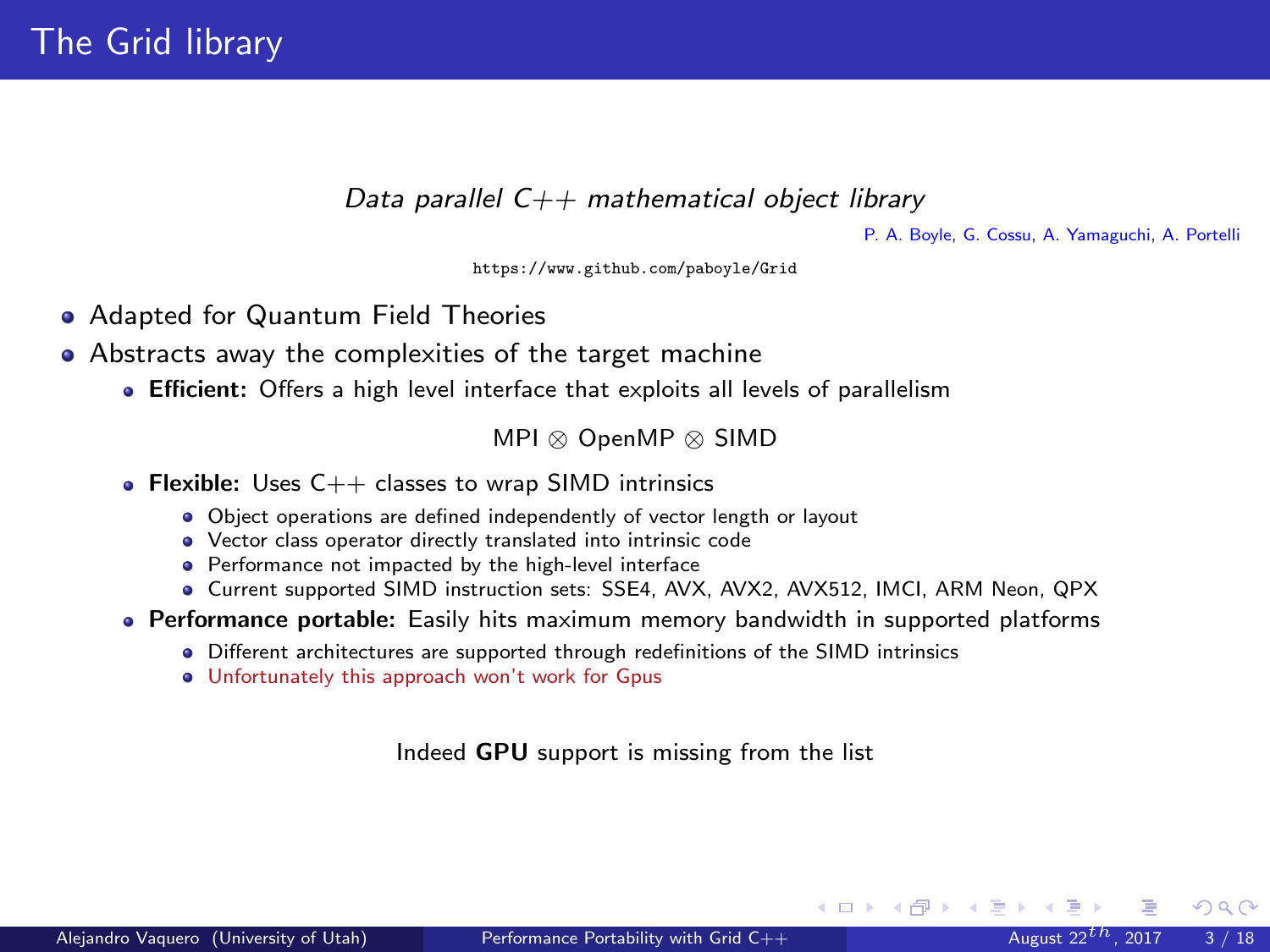# The Grid library

*Data parallel C++ mathematical object library*

P. A. Boyle, G. Cossu, A. Yamaguchi, A. Portelli

https://www.github.com/paboyle/Grid

- Adapted for Quantum Field Theories
- Abstracts away the complexities of the target machine
  - **Efficient:** Offers a high level interface that exploits all levels of parallelism

    $$\text{MPI} \otimes \text{OpenMP} \otimes \text{SIMD}$$

  - **Flexible:** Uses C++ classes to wrap SIMD intrinsics
    - Object operations are defined independently of vector length or layout
    - Vector class operator directly translated into intrinsic code
    - Performance not impacted by the high-level interface
    - Current supported SIMD instruction sets: SSE4, AVX, AVX2, AVX512, IMCI, ARM Neon, QPX
  - **Performance portable:** Easily hits maximum memory bandwidth in supported platforms
    - Different architectures are supported through redefinitions of the SIMD intrinsics
    - Unfortunately this approach won't work for Gpus

Indeed **GPU** support is missing from the list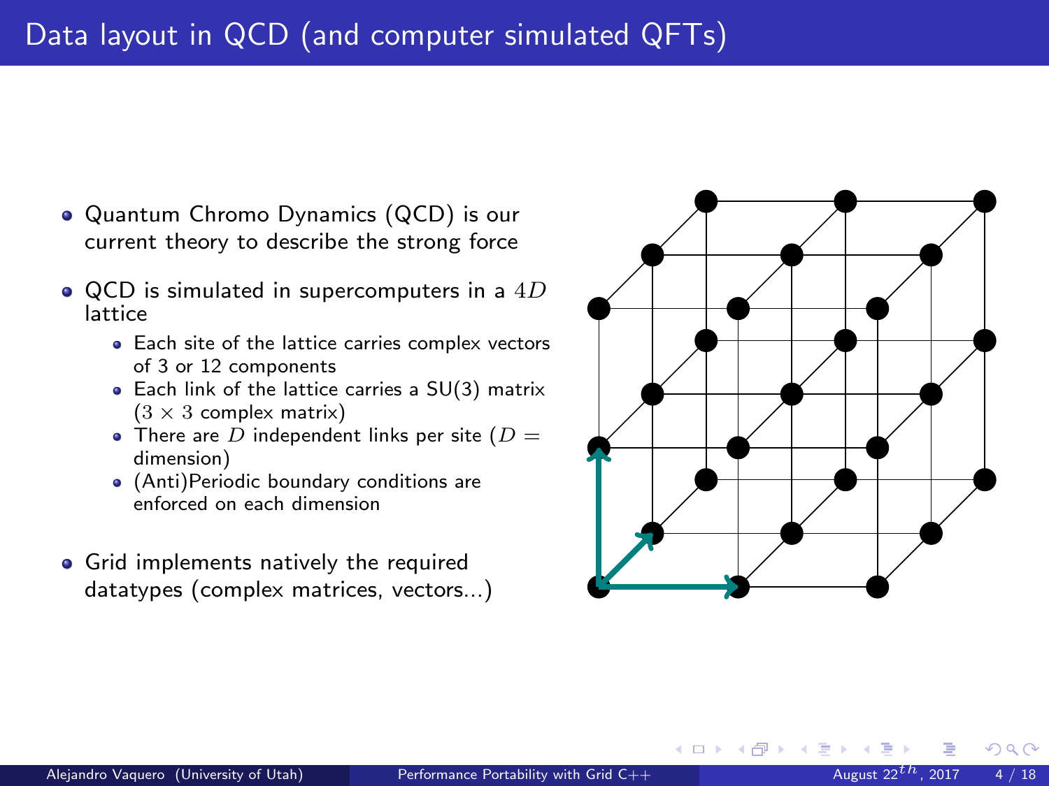# Data layout in QCD (and computer simulated QFTs)

- Quantum Chromo Dynamics (QCD) is our current theory to describe the strong force
- QCD is simulated in supercomputers in a $4D$ lattice
  - Each site of the lattice carries complex vectors of 3 or 12 components
  - Each link of the lattice carries a SU(3) matrix ($3 \times 3$ complex matrix)
  - There are $D$ independent links per site ($D =$ dimension)
  - (Anti)Periodic boundary conditions are enforced on each dimension
- Grid implements natively the required datatypes (complex matrices, vectors...)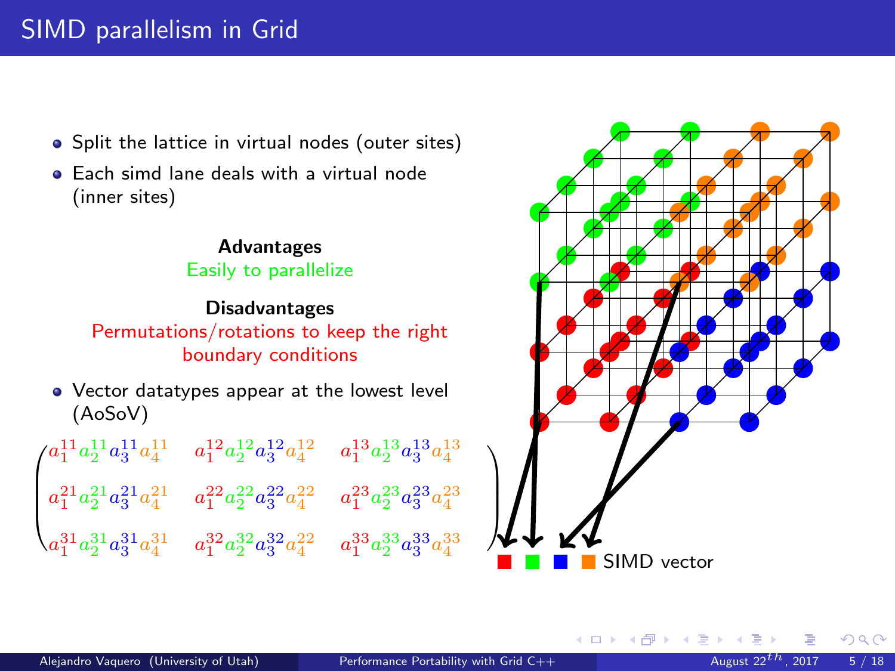# SIMD parallelism in Grid

- Split the lattice in virtual nodes (outer sites)
- Each simd lane deals with a virtual node (inner sites)

**Advantages**

Easily to parallelize

**Disadvantages**

Permutations/rotations to keep the right boundary conditions

- Vector datatypes appear at the lowest level (AoSoV)

$$\begin{pmatrix} a_1^{11} a_2^{11} a_3^{11} a_4^{11} & a_1^{12} a_2^{12} a_3^{12} a_4^{12} & a_1^{13} a_2^{13} a_3^{13} a_4^{13} \\ a_1^{21} a_2^{21} a_3^{21} a_4^{21} & a_1^{22} a_2^{22} a_3^{22} a_4^{22} & a_1^{23} a_2^{23} a_3^{23} a_4^{23} \\ a_1^{31} a_2^{31} a_3^{31} a_4^{31} & a_1^{32} a_2^{32} a_3^{32} a_4^{22} & a_1^{33} a_2^{33} a_3^{33} a_4^{33} \end{pmatrix}$$

SIMD vector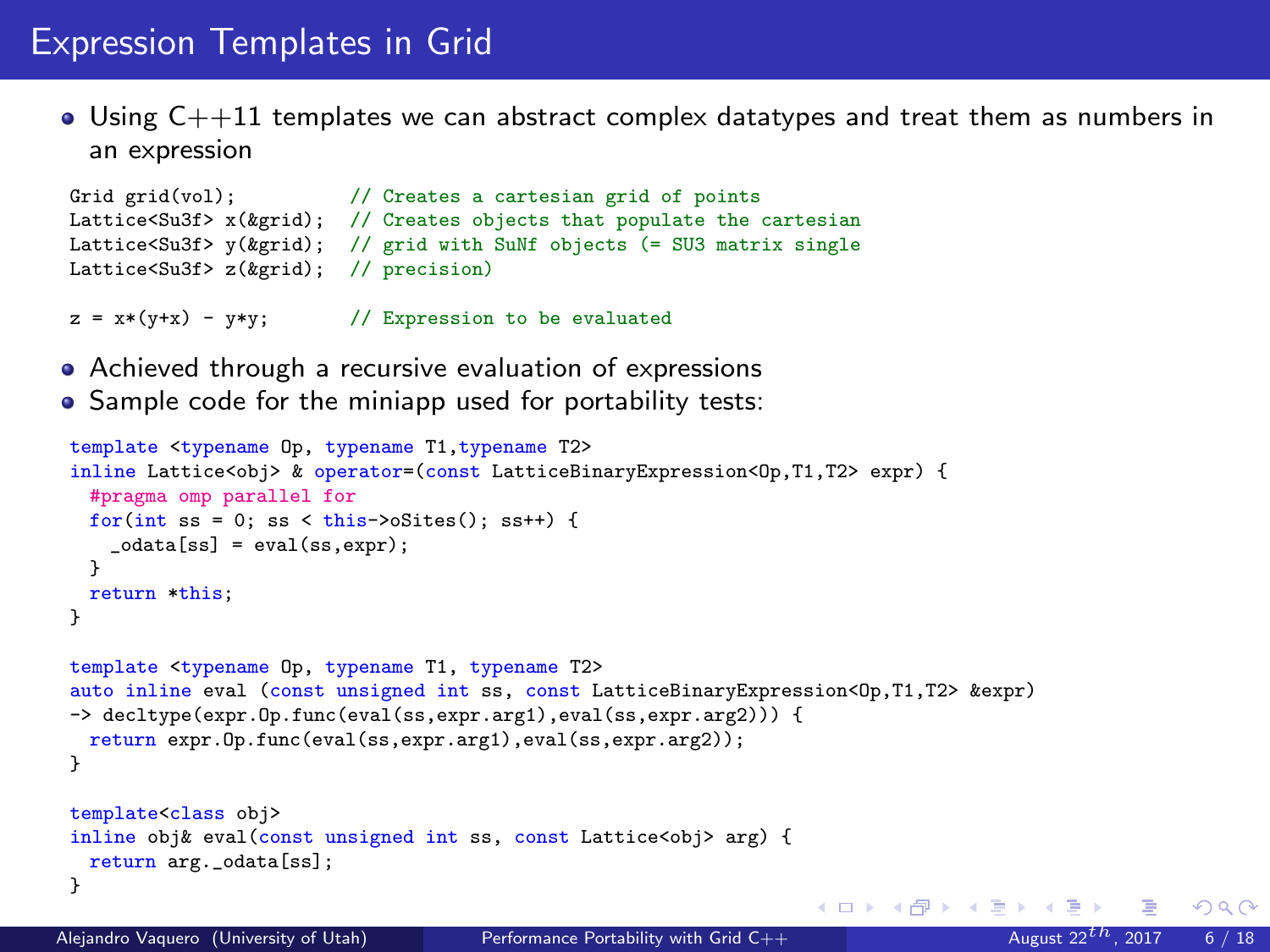# Expression Templates in Grid

- Using C++11 templates we can abstract complex datatypes and treat them as numbers in an expression

```
Grid grid(vol);          // Creates a cartesian grid of points
Lattice<Su3f> x(&grid);  // Creates objects that populate the cartesian
Lattice<Su3f> y(&grid);  // grid with SuNf objects (= SU3 matrix single
Lattice<Su3f> z(&grid);  // precision)

z = x*(y+x) - y*y;       // Expression to be evaluated
```

- Achieved through a recursive evaluation of expressions
- Sample code for the miniapp used for portability tests:

```
template <typename Op, typename T1,typename T2>
inline Lattice<obj> & operator=(const LatticeBinaryExpression<Op,T1,T2> expr) {
  #pragma omp parallel for
  for(int ss = 0; ss < this->oSites(); ss++) {
    _odata[ss] = eval(ss,expr);
  }
  return *this;
}

template <typename Op, typename T1, typename T2>
auto inline eval (const unsigned int ss, const LatticeBinaryExpression<Op,T1,T2> &expr)
-> decltype(expr.Op.func(eval(ss,expr.arg1),eval(ss,expr.arg2))) {
  return expr.Op.func(eval(ss,expr.arg1),eval(ss,expr.arg2));
}

template<class obj>
inline obj& eval(const unsigned int ss, const Lattice<obj> arg) {
  return arg._odata[ss];
}
```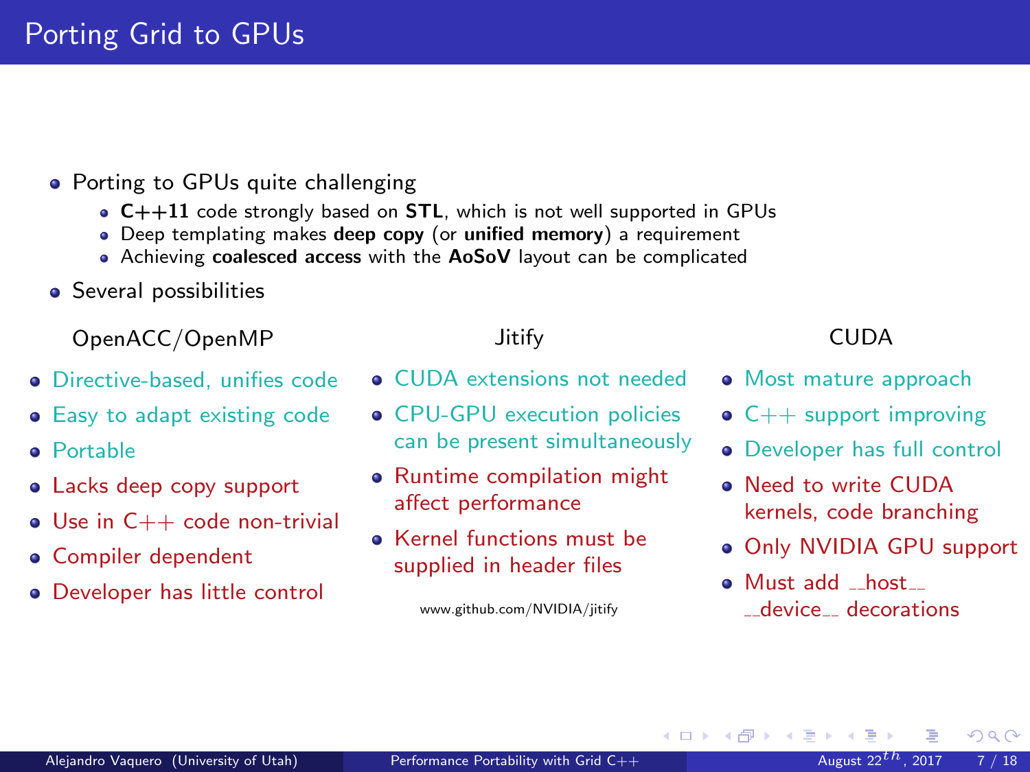# Porting Grid to GPUs

- Porting to GPUs quite challenging
  - **C++11** code strongly based on **STL**, which is not well supported in GPUs
  - Deep templating makes **deep copy** (or **unified memory**) a requirement
  - Achieving **coalesced access** with the **AoSoV** layout can be complicated
- Several possibilities

### OpenACC/OpenMP

- Directive-based, unifies code
- Easy to adapt existing code
- Portable
- Lacks deep copy support
- Use in C++ code non-trivial
- Compiler dependent
- Developer has little control

### Jitify

- CUDA extensions not needed
- CPU-GPU execution policies can be present simultaneously
- Runtime compilation might affect performance
- Kernel functions must be supplied in header files

www.github.com/NVIDIA/jitify

### CUDA

- Most mature approach
- C++ support improving
- Developer has full control
- Need to write CUDA kernels, code branching
- Only NVIDIA GPU support
- Must add __host__ __device__ decorations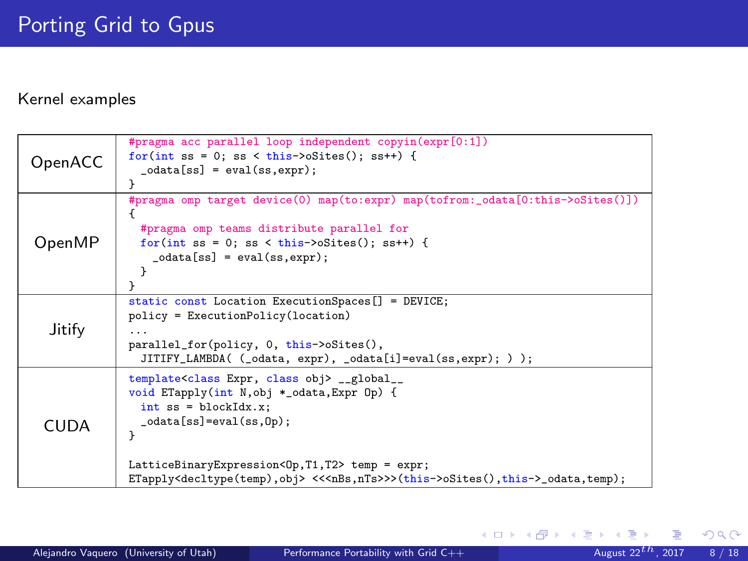# Porting Grid to Gpus

Kernel examples

**OpenACC**

```
#pragma acc parallel loop independent copyin(expr[0:1])
for(int ss = 0; ss < this->oSites(); ss++) {
  _odata[ss] = eval(ss,expr);
}
```

**OpenMP**

```
#pragma omp target device(0) map(to:expr) map(tofrom:_odata[0:this->oSites()])
{
  #pragma omp teams distribute parallel for
  for(int ss = 0; ss < this->oSites(); ss++) {
    _odata[ss] = eval(ss,expr);
  }
}
```

**Jitify**

```
static const Location ExecutionSpaces[] = DEVICE;
policy = ExecutionPolicy(location)
...
parallel_for(policy, 0, this->oSites(),
  JITIFY_LAMBDA( (_odata, expr), _odata[i]=eval(ss,expr); ) );
```

**CUDA**

```
template<class Expr, class obj> __global__
void ETapply(int N,obj *_odata,Expr Op) {
  int ss = blockIdx.x;
  _odata[ss]=eval(ss,Op);
}

LatticeBinaryExpression<Op,T1,T2> temp = expr;
ETapply<decltype(temp),obj> <<<nBs,nTs>>>(this->oSites(),this->_odata,temp);
```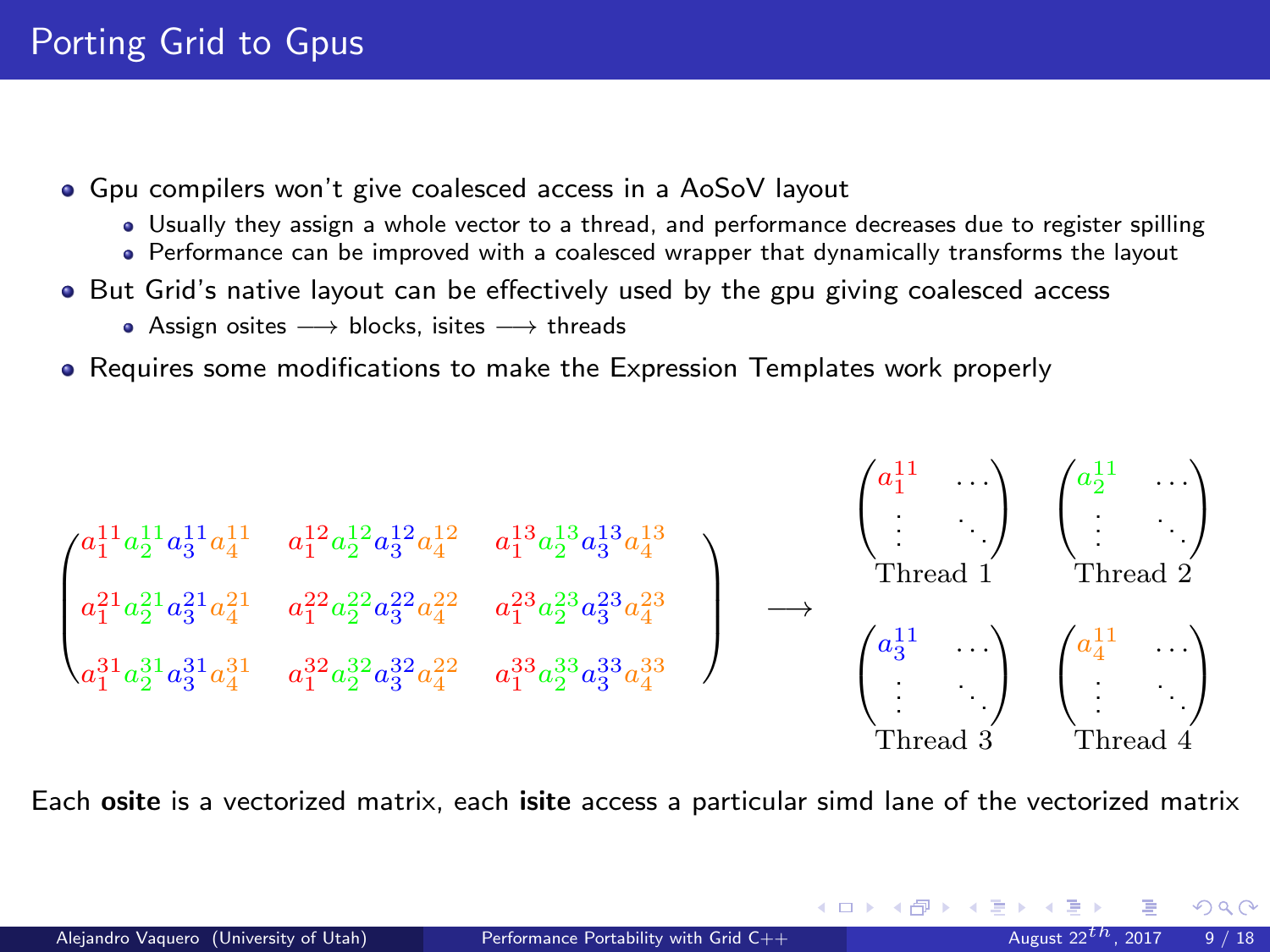# Porting Grid to Gpus

- Gpu compilers won't give coalesced access in a AoSoV layout
  - Usually they assign a whole vector to a thread, and performance decreases due to register spilling
  - Performance can be improved with a coalesced wrapper that dynamically transforms the layout
- But Grid's native layout can be effectively used by the gpu giving coalesced access
  - Assign osites $\longrightarrow$ blocks, isites $\longrightarrow$ threads
- Requires some modifications to make the Expression Templates work properly

$$
\begin{pmatrix}
a_1^{11} a_2^{11} a_3^{11} a_4^{11} & a_1^{12} a_2^{12} a_3^{12} a_4^{12} & a_1^{13} a_2^{13} a_3^{13} a_4^{13} \\
a_1^{21} a_2^{21} a_3^{21} a_4^{21} & a_1^{22} a_2^{22} a_3^{22} a_4^{22} & a_1^{23} a_2^{23} a_3^{23} a_4^{23} \\
a_1^{31} a_2^{31} a_3^{31} a_4^{31} & a_1^{32} a_2^{32} a_3^{32} a_4^{22} & a_1^{33} a_2^{33} a_3^{33} a_4^{33}
\end{pmatrix}
\longrightarrow
\underset{\text{Thread 1}}{\begin{pmatrix} a_1^{11} & \cdots \\ \vdots & \ddots \end{pmatrix}}
\underset{\text{Thread 2}}{\begin{pmatrix} a_2^{11} & \cdots \\ \vdots & \ddots \end{pmatrix}}
\underset{\text{Thread 3}}{\begin{pmatrix} a_3^{11} & \cdots \\ \vdots & \ddots \end{pmatrix}}
\underset{\text{Thread 4}}{\begin{pmatrix} a_4^{11} & \cdots \\ \vdots & \ddots \end{pmatrix}}
$$

Each **osite** is a vectorized matrix, each **isite** access a particular simd lane of the vectorized matrix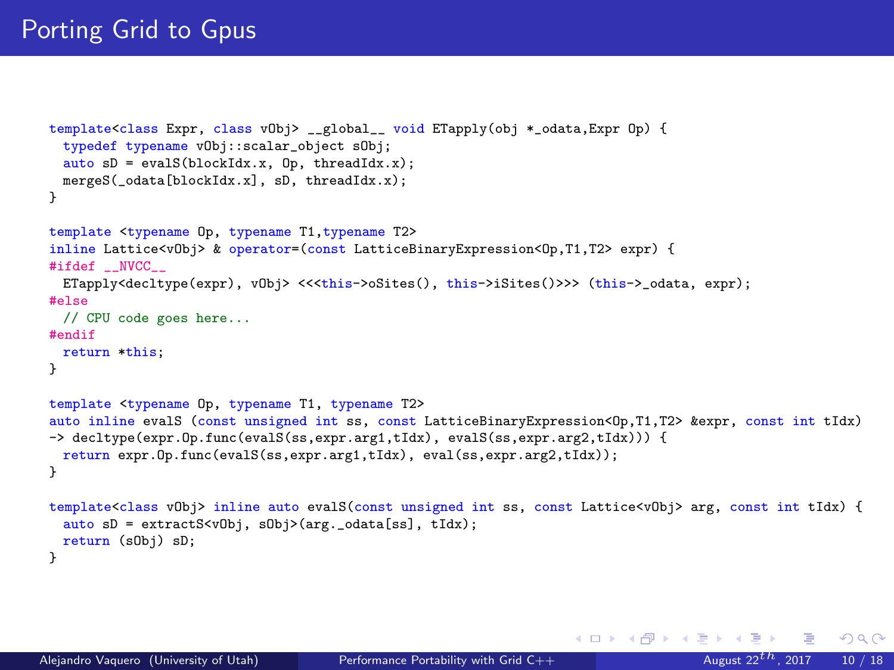# Porting Grid to Gpus

```
template<class Expr, class vObj> __global__ void ETapply(obj *_odata,Expr Op) {
  typedef typename vObj::scalar_object sObj;
  auto sD = evalS(blockIdx.x, Op, threadIdx.x);
  mergeS(_odata[blockIdx.x], sD, threadIdx.x);
}

template <typename Op, typename T1,typename T2>
inline Lattice<vObj> & operator=(const LatticeBinaryExpression<Op,T1,T2> expr) {
#ifdef __NVCC__
  ETapply<decltype(expr), vObj> <<<this->oSites(), this->iSites()>>> (this->_odata, expr);
#else
  // CPU code goes here...
#endif
  return *this;
}

template <typename Op, typename T1, typename T2>
auto inline evalS (const unsigned int ss, const LatticeBinaryExpression<Op,T1,T2> &expr, const int tIdx)
-> decltype(expr.Op.func(evalS(ss,expr.arg1,tIdx), evalS(ss,expr.arg2,tIdx))) {
  return expr.Op.func(evalS(ss,expr.arg1,tIdx), eval(ss,expr.arg2,tIdx));
}

template<class vObj> inline auto evalS(const unsigned int ss, const Lattice<vObj> arg, const int tIdx) {
  auto sD = extractS<vObj, sObj>(arg._odata[ss], tIdx);
  return (sObj) sD;
}
```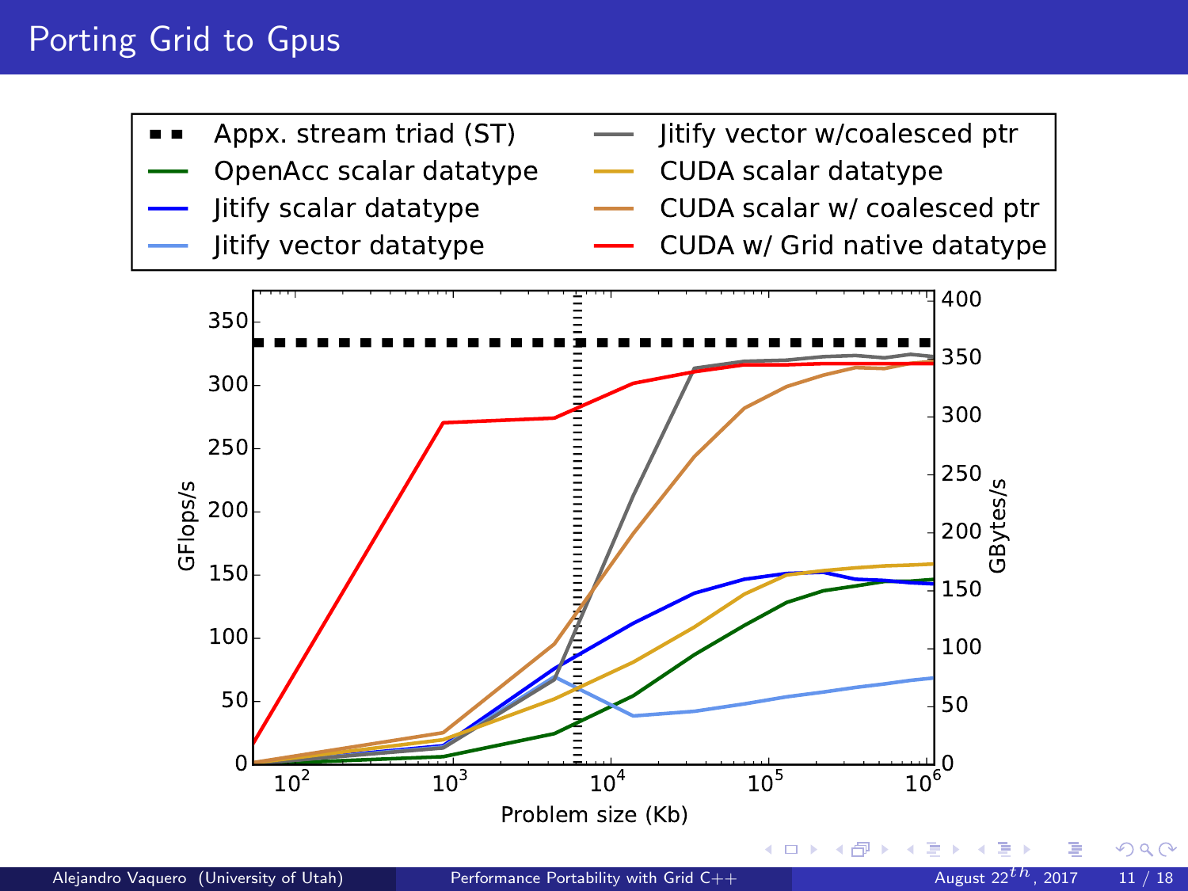# Porting Grid to Gpus

Appx. stream triad (ST)

OpenAcc scalar datatype

Jitify scalar datatype

Jitify vector datatype

Jitify vector w/coalesced ptr

CUDA scalar datatype

CUDA scalar w/ coalesced ptr

CUDA w/ Grid native datatype

GFlops/s

GBytes/s

Problem size (Kb)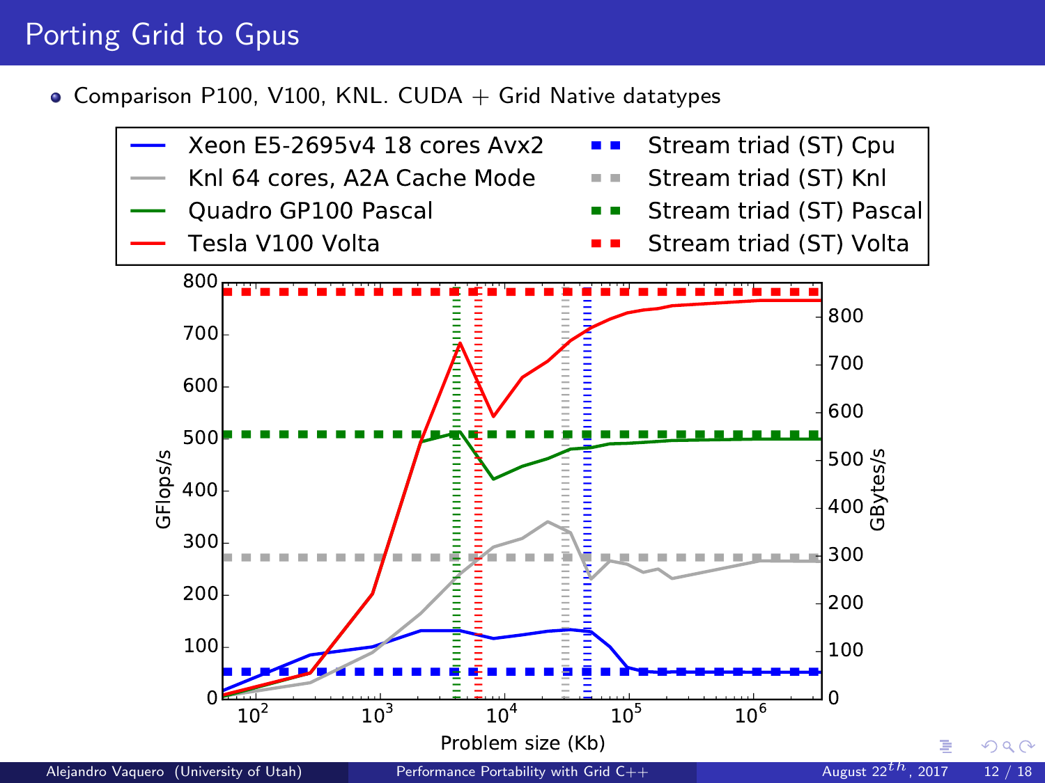# Porting Grid to Gpus

- Comparison P100, V100, KNL. CUDA + Grid Native datatypes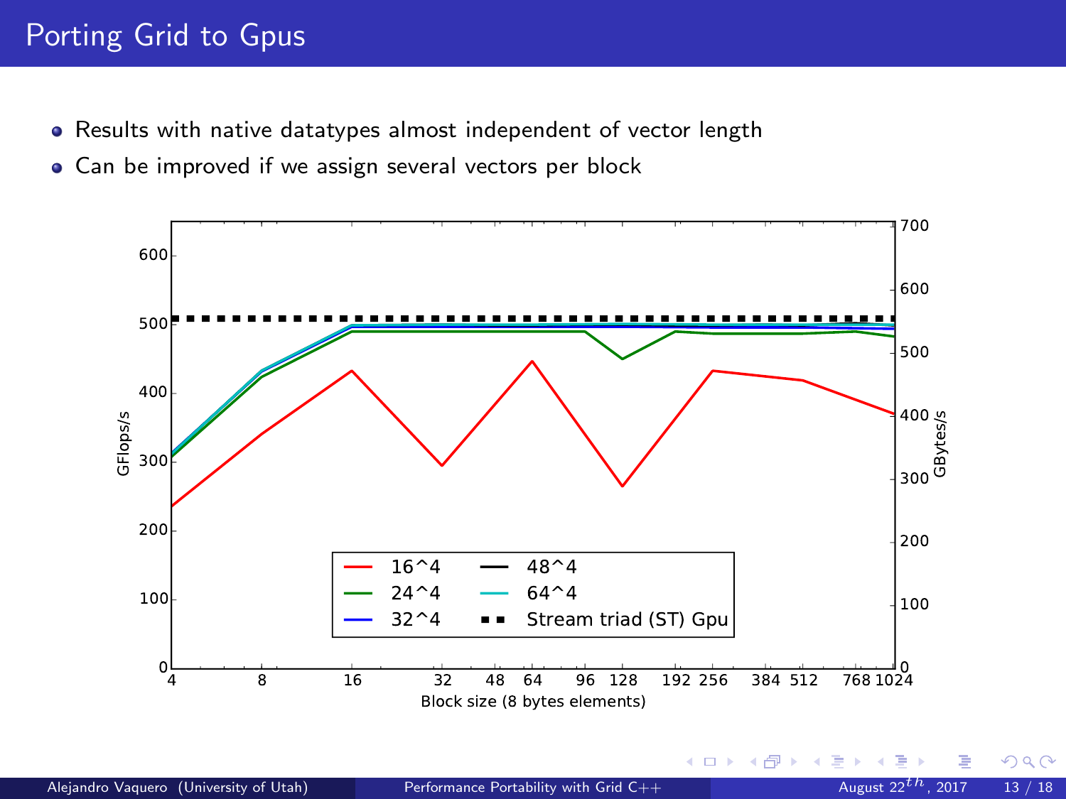# Porting Grid to Gpus

- Results with native datatypes almost independent of vector length
- Can be improved if we assign several vectors per block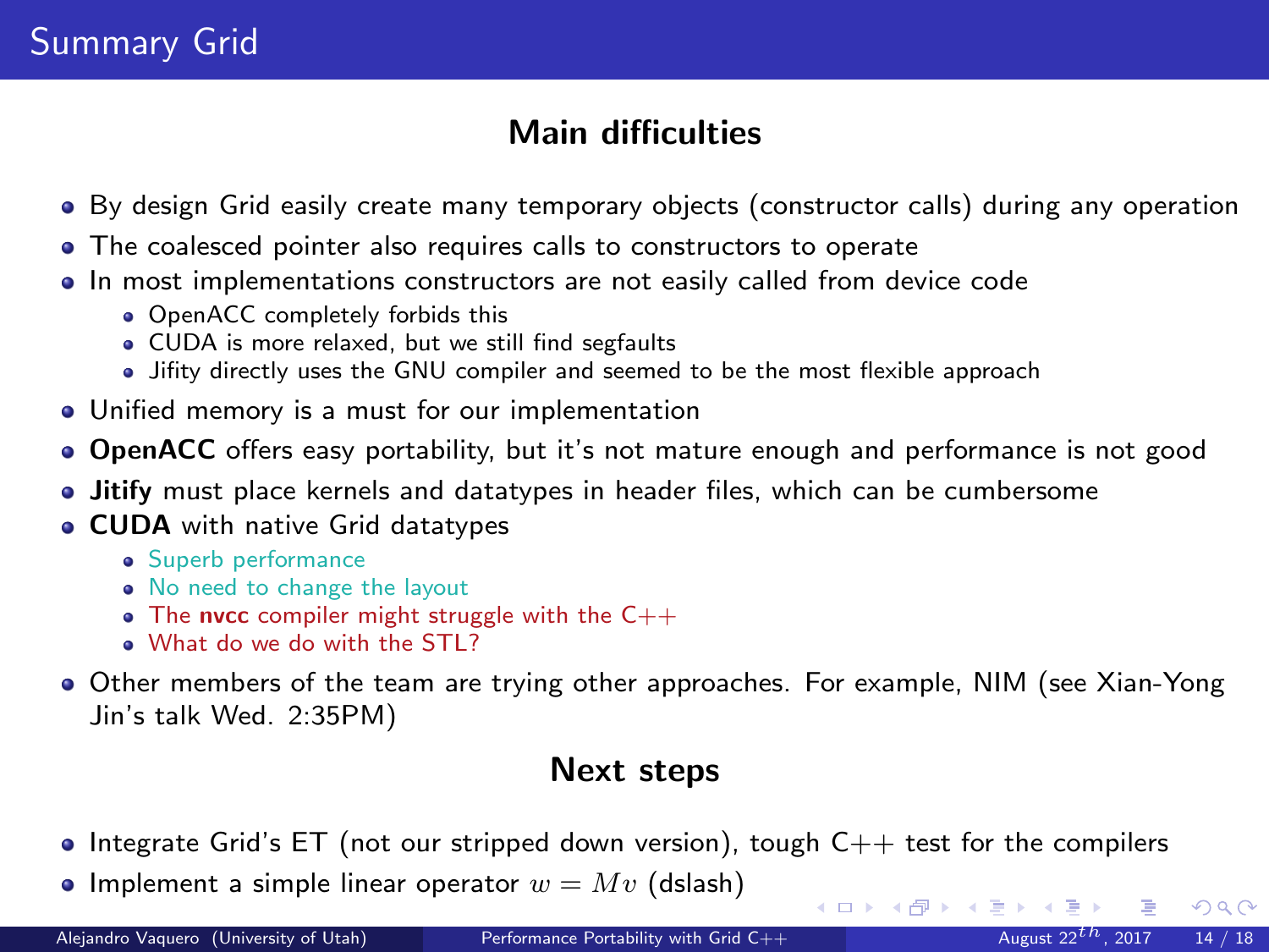# Summary Grid

## Main difficulties

- By design Grid easily create many temporary objects (constructor calls) during any operation
- The coalesced pointer also requires calls to constructors to operate
- In most implementations constructors are not easily called from device code
  - OpenACC completely forbids this
  - CUDA is more relaxed, but we still find segfaults
  - Jifity directly uses the GNU compiler and seemed to be the most flexible approach
- Unified memory is a must for our implementation
- **OpenACC** offers easy portability, but it's not mature enough and performance is not good
- **Jitify** must place kernels and datatypes in header files, which can be cumbersome
- **CUDA** with native Grid datatypes
  - Superb performance
  - No need to change the layout
  - The **nvcc** compiler might struggle with the C++
  - What do we do with the STL?
- Other members of the team are trying other approaches. For example, NIM (see Xian-Yong Jin's talk Wed. 2:35PM)

## Next steps

- Integrate Grid's ET (not our stripped down version), tough C++ test for the compilers
- Implement a simple linear operator $w = Mv$ (dslash)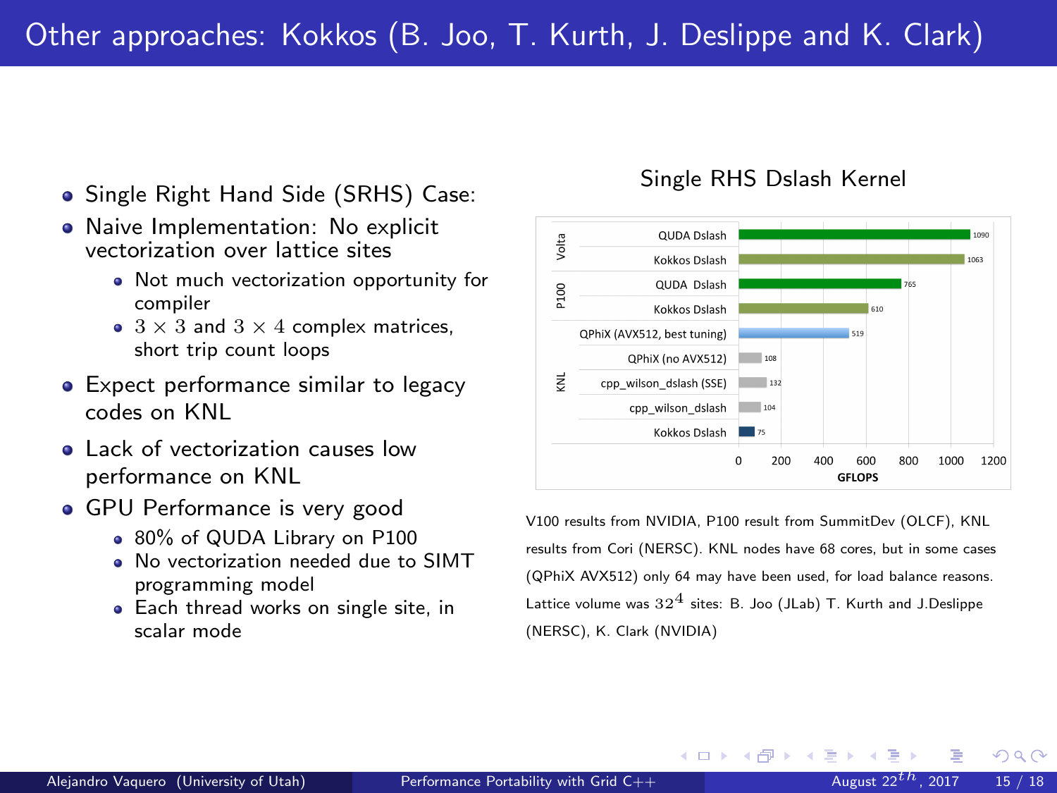# Other approaches: Kokkos (B. Joo, T. Kurth, J. Deslippe and K. Clark)

- Single Right Hand Side (SRHS) Case:
- Naive Implementation: No explicit vectorization over lattice sites
  - Not much vectorization opportunity for compiler
  - $3 \times 3$ and $3 \times 4$ complex matrices, short trip count loops
- Expect performance similar to legacy codes on KNL
- Lack of vectorization causes low performance on KNL
- GPU Performance is very good
  - 80% of QUDA Library on P100
  - No vectorization needed due to SIMT programming model
  - Each thread works on single site, in scalar mode

**Single RHS Dslash Kernel**

| Platform | Kernel | GFLOPS |
|---|---|---|
| Volta | QUDA Dslash | 1090 |
| Volta | Kokkos Dslash | 1063 |
| P100 | QUDA Dslash | 765 |
| P100 | Kokkos Dslash | 610 |
| KNL | QPhiX (AVX512, best tuning) | 519 |
| KNL | QPhiX (no AVX512) | 108 |
| KNL | cpp_wilson_dslash (SSE) | 132 |
| KNL | cpp_wilson_dslash | 104 |
| KNL | Kokkos Dslash | 75 |

V100 results from NVIDIA, P100 result from SummitDev (OLCF), KNL results from Cori (NERSC). KNL nodes have 68 cores, but in some cases (QPhiX AVX512) only 64 may have been used, for load balance reasons. Lattice volume was $32^4$ sites: B. Joo (JLab) T. Kurth and J.Deslippe (NERSC), K. Clark (NVIDIA)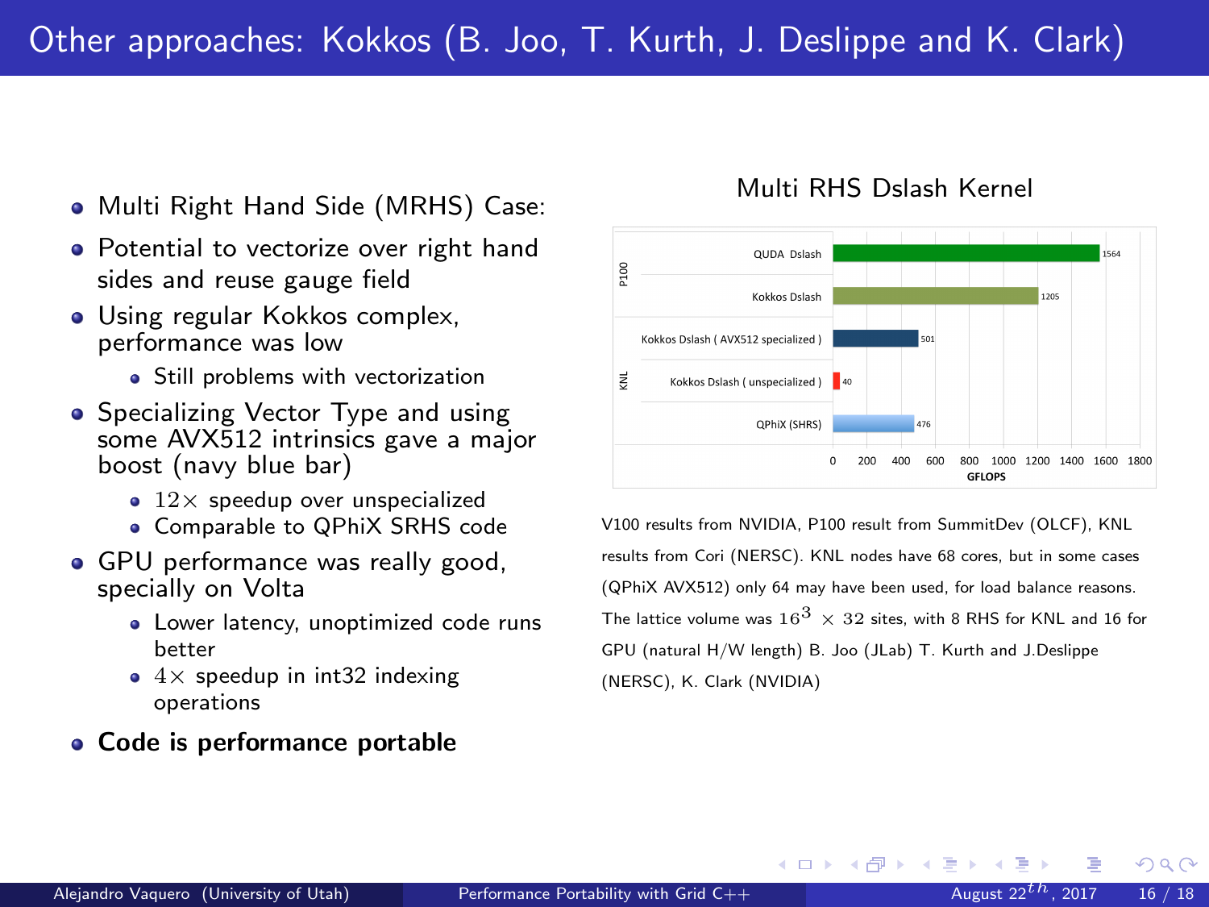# Other approaches: Kokkos (B. Joo, T. Kurth, J. Deslippe and K. Clark)

- Multi Right Hand Side (MRHS) Case:
- Potential to vectorize over right hand sides and reuse gauge field
- Using regular Kokkos complex, performance was low
  - Still problems with vectorization
- Specializing Vector Type and using some AVX512 intrinsics gave a major boost (navy blue bar)
  - $12\times$ speedup over unspecialized
  - Comparable to QPhiX SRHS code
- GPU performance was really good, specially on Volta
  - Lower latency, unoptimized code runs better
  - $4\times$ speedup in int32 indexing operations
- **Code is performance portable**

**Multi RHS Dslash Kernel**

| Platform | Kernel | GFLOPS |
| --- | --- | --- |
| P100 | QUDA Dslash | 1564 |
| P100 | Kokkos Dslash | 1205 |
| KNL | Kokkos Dslash ( AVX512 specialized ) | 501 |
| KNL | Kokkos Dslash ( unspecialized ) | 40 |
| KNL | QPhiX (SHRS) | 476 |

V100 results from NVIDIA, P100 result from SummitDev (OLCF), KNL results from Cori (NERSC). KNL nodes have 68 cores, but in some cases (QPhiX AVX512) only 64 may have been used, for load balance reasons. The lattice volume was $16^3 \times 32$ sites, with 8 RHS for KNL and 16 for GPU (natural H/W length) B. Joo (JLab) T. Kurth and J.Deslippe (NERSC), K. Clark (NVIDIA)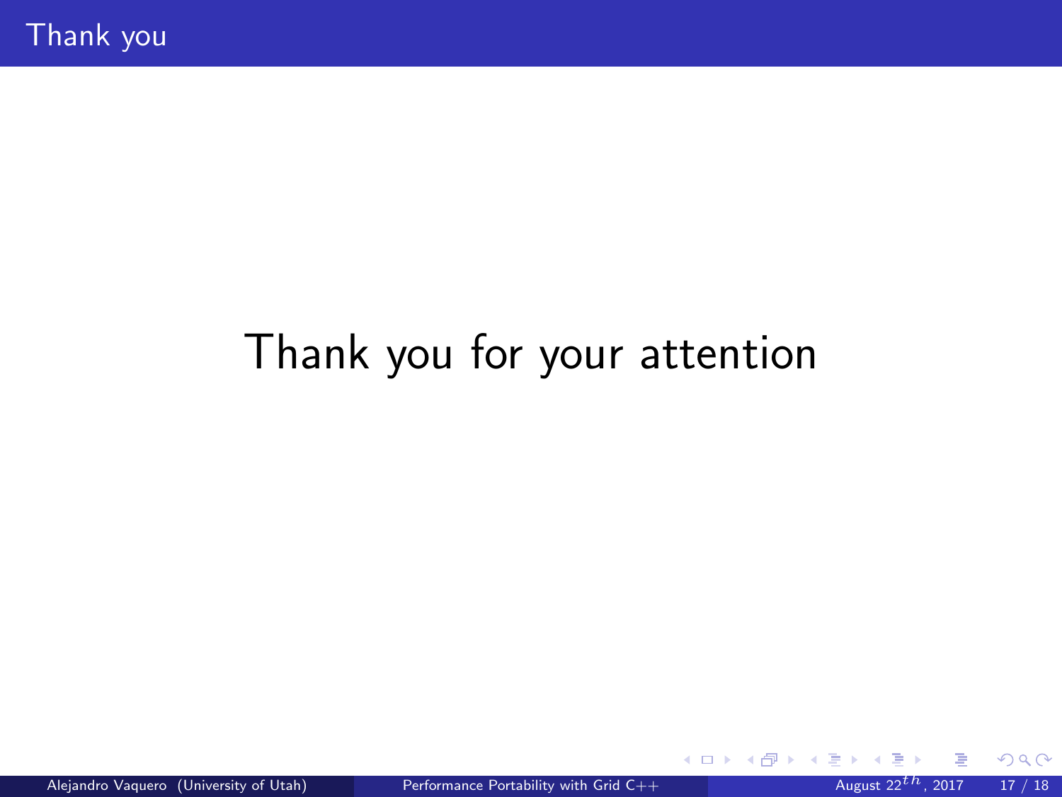# Thank you

Thank you for your attention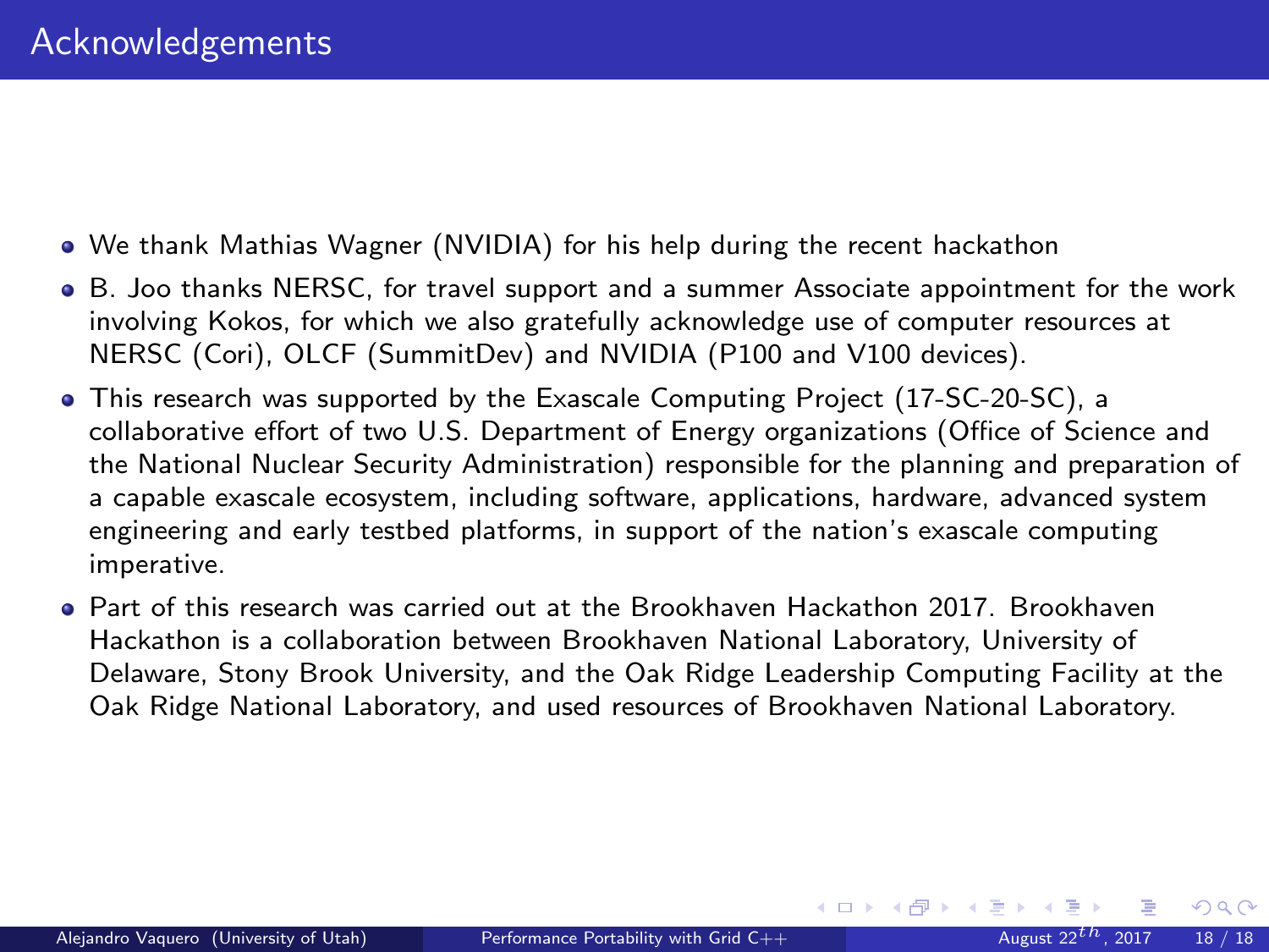# Acknowledgements

- We thank Mathias Wagner (NVIDIA) for his help during the recent hackathon
- B. Joo thanks NERSC, for travel support and a summer Associate appointment for the work involving Kokos, for which we also gratefully acknowledge use of computer resources at NERSC (Cori), OLCF (SummitDev) and NVIDIA (P100 and V100 devices).
- This research was supported by the Exascale Computing Project (17-SC-20-SC), a collaborative effort of two U.S. Department of Energy organizations (Office of Science and the National Nuclear Security Administration) responsible for the planning and preparation of a capable exascale ecosystem, including software, applications, hardware, advanced system engineering and early testbed platforms, in support of the nation's exascale computing imperative.
- Part of this research was carried out at the Brookhaven Hackathon 2017. Brookhaven Hackathon is a collaboration between Brookhaven National Laboratory, University of Delaware, Stony Brook University, and the Oak Ridge Leadership Computing Facility at the Oak Ridge National Laboratory, and used resources of Brookhaven National Laboratory.